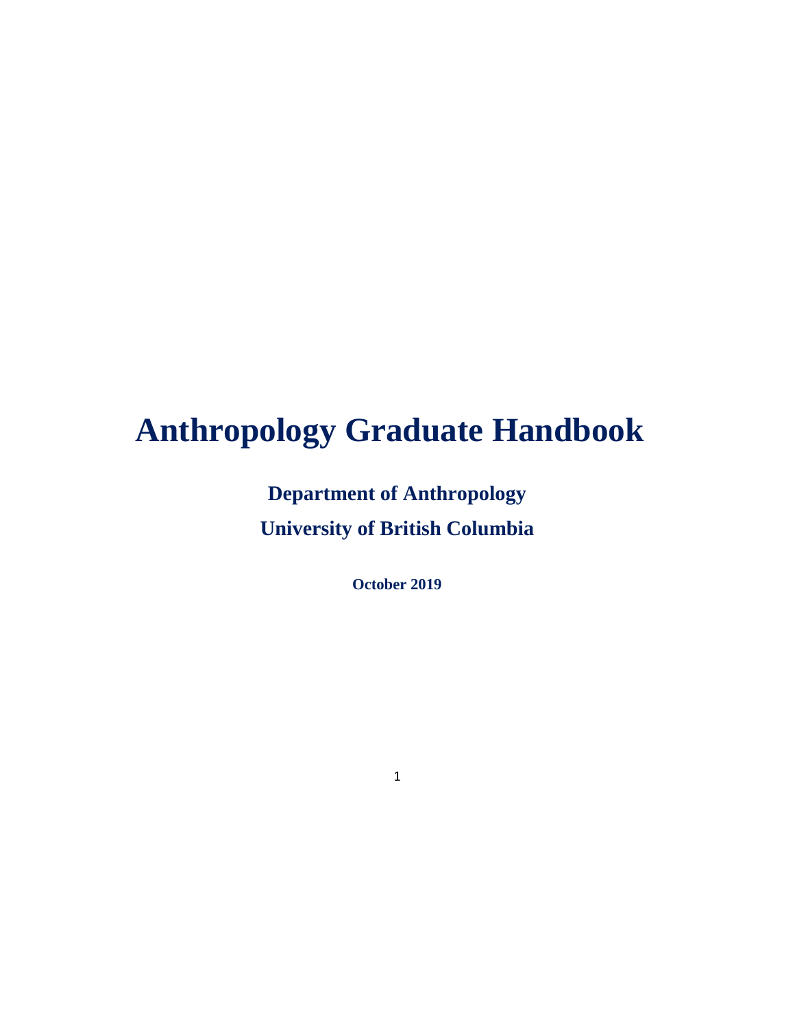# Anthropology Graduate Handbook

**Department of Anthropology**

**University of British Columbia**

**October 2019**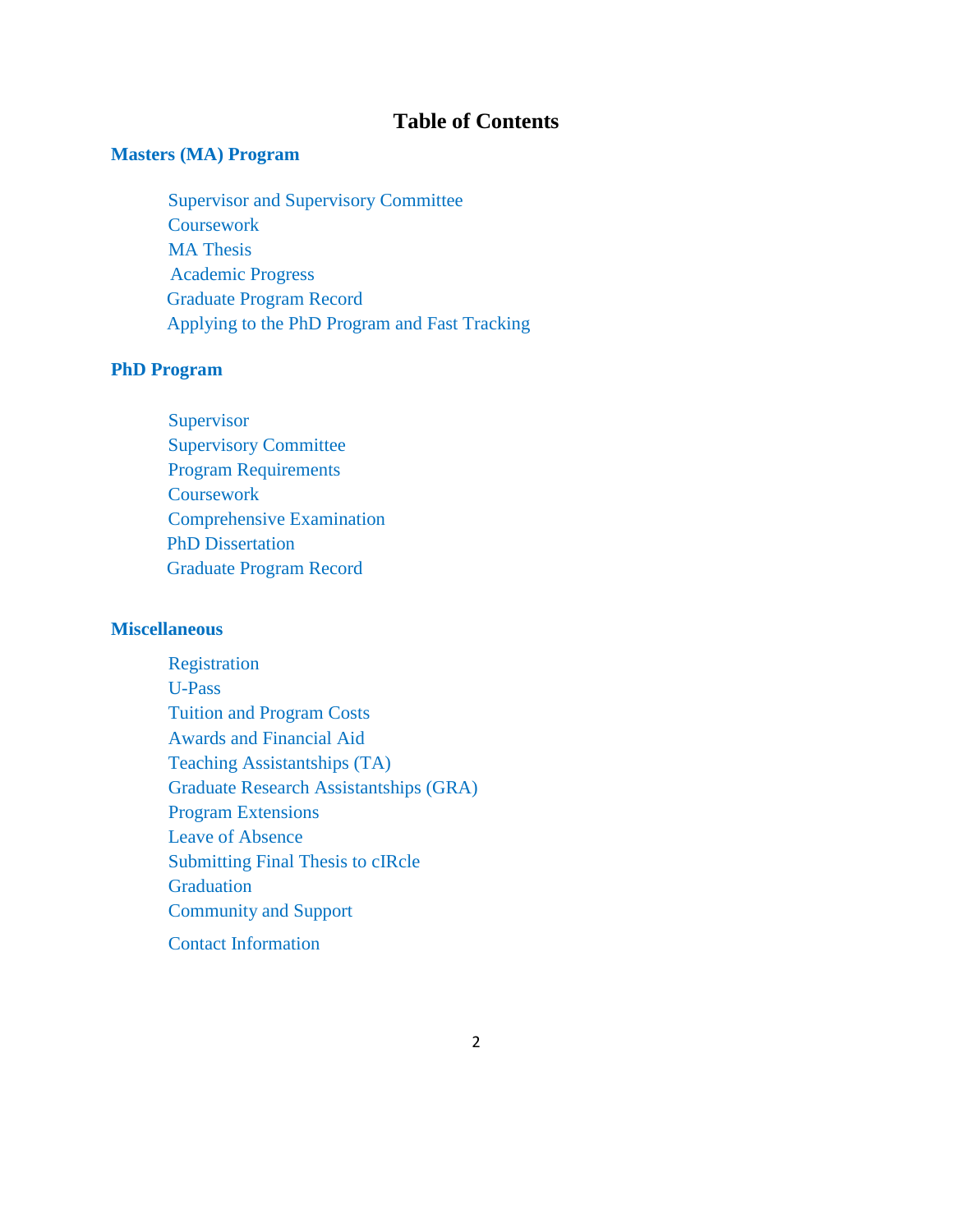# Table of Contents

## Masters (MA) Program

- Supervisor and Supervisory Committee
- Coursework
- MA Thesis
- Academic Progress
- Graduate Program Record
- Applying to the PhD Program and Fast Tracking

## PhD Program

- Supervisor
- Supervisory Committee
- Program Requirements
- Coursework
- Comprehensive Examination
- PhD Dissertation
- Graduate Program Record

## Miscellaneous

- Registration
- U-Pass
- Tuition and Program Costs
- Awards and Financial Aid
- Teaching Assistantships (TA)
- Graduate Research Assistantships (GRA)
- Program Extensions
- Leave of Absence
- Submitting Final Thesis to cIRcle
- Graduation
- Community and Support
- Contact Information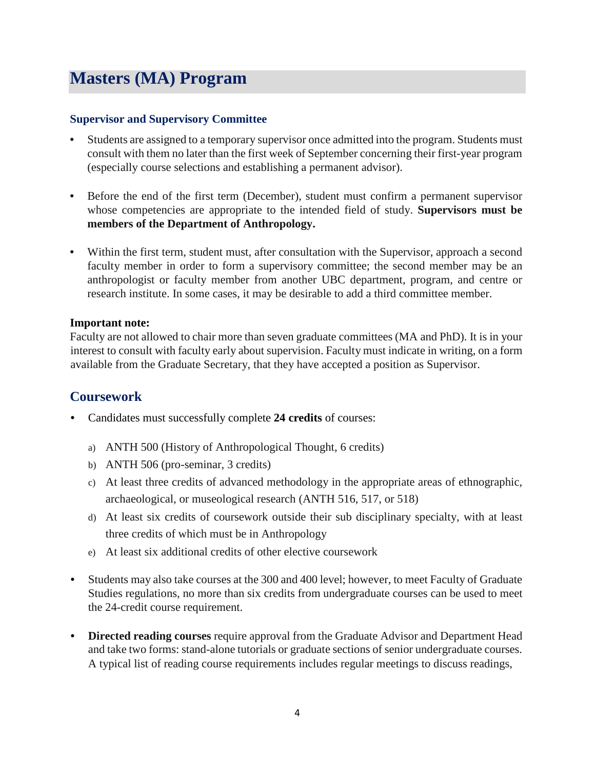# Masters (MA) Program

### Supervisor and Supervisory Committee

- Students are assigned to a temporary supervisor once admitted into the program. Students must consult with them no later than the first week of September concerning their first-year program (especially course selections and establishing a permanent advisor).

- Before the end of the first term (December), student must confirm a permanent supervisor whose competencies are appropriate to the intended field of study. **Supervisors must be members of the Department of Anthropology.**

- Within the first term, student must, after consultation with the Supervisor, approach a second faculty member in order to form a supervisory committee; the second member may be an anthropologist or faculty member from another UBC department, program, and centre or research institute. In some cases, it may be desirable to add a third committee member.

**Important note:**
Faculty are not allowed to chair more than seven graduate committees (MA and PhD). It is in your interest to consult with faculty early about supervision. Faculty must indicate in writing, on a form available from the Graduate Secretary, that they have accepted a position as Supervisor.

## Coursework

- Candidates must successfully complete **24 credits** of courses:
  a) ANTH 500 (History of Anthropological Thought, 6 credits)
  b) ANTH 506 (pro-seminar, 3 credits)
  c) At least three credits of advanced methodology in the appropriate areas of ethnographic, archaeological, or museological research (ANTH 516, 517, or 518)
  d) At least six credits of coursework outside their sub disciplinary specialty, with at least three credits of which must be in Anthropology
  e) At least six additional credits of other elective coursework

- Students may also take courses at the 300 and 400 level; however, to meet Faculty of Graduate Studies regulations, no more than six credits from undergraduate courses can be used to meet the 24-credit course requirement.

- **Directed reading courses** require approval from the Graduate Advisor and Department Head and take two forms: stand-alone tutorials or graduate sections of senior undergraduate courses. A typical list of reading course requirements includes regular meetings to discuss readings,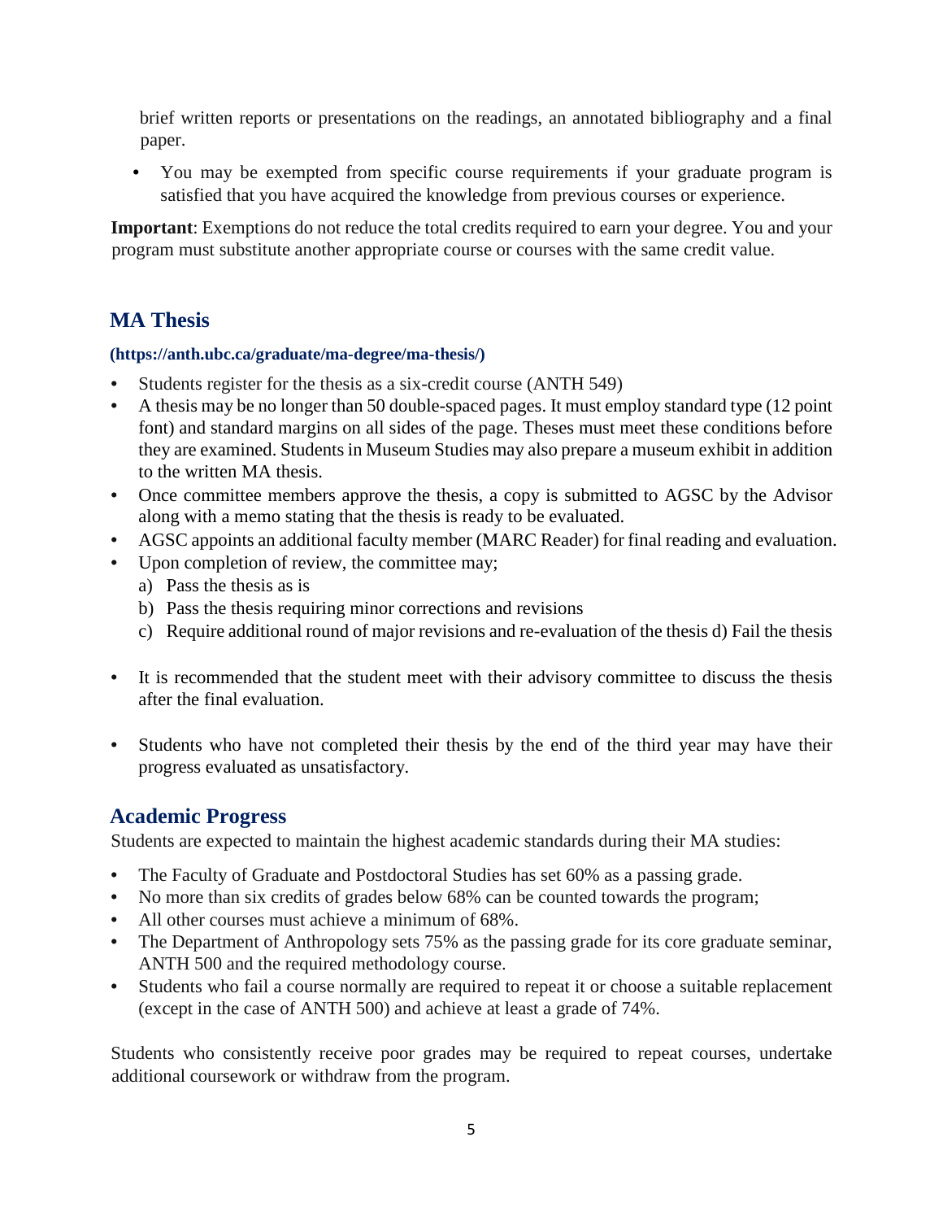brief written reports or presentations on the readings, an annotated bibliography and a final paper.

- You may be exempted from specific course requirements if your graduate program is satisfied that you have acquired the knowledge from previous courses or experience.

**Important**: Exemptions do not reduce the total credits required to earn your degree. You and your program must substitute another appropriate course or courses with the same credit value.

## MA Thesis

**(https://anth.ubc.ca/graduate/ma-degree/ma-thesis/)**

- Students register for the thesis as a six-credit course (ANTH 549)
- A thesis may be no longer than 50 double-spaced pages. It must employ standard type (12 point font) and standard margins on all sides of the page. Theses must meet these conditions before they are examined. Students in Museum Studies may also prepare a museum exhibit in addition to the written MA thesis.
- Once committee members approve the thesis, a copy is submitted to AGSC by the Advisor along with a memo stating that the thesis is ready to be evaluated.
- AGSC appoints an additional faculty member (MARC Reader) for final reading and evaluation.
- Upon completion of review, the committee may;
  a) Pass the thesis as is
  b) Pass the thesis requiring minor corrections and revisions
  c) Require additional round of major revisions and re-evaluation of the thesis d) Fail the thesis
- It is recommended that the student meet with their advisory committee to discuss the thesis after the final evaluation.
- Students who have not completed their thesis by the end of the third year may have their progress evaluated as unsatisfactory.

## Academic Progress

Students are expected to maintain the highest academic standards during their MA studies:

- The Faculty of Graduate and Postdoctoral Studies has set 60% as a passing grade.
- No more than six credits of grades below 68% can be counted towards the program;
- All other courses must achieve a minimum of 68%.
- The Department of Anthropology sets 75% as the passing grade for its core graduate seminar, ANTH 500 and the required methodology course.
- Students who fail a course normally are required to repeat it or choose a suitable replacement (except in the case of ANTH 500) and achieve at least a grade of 74%.

Students who consistently receive poor grades may be required to repeat courses, undertake additional coursework or withdraw from the program.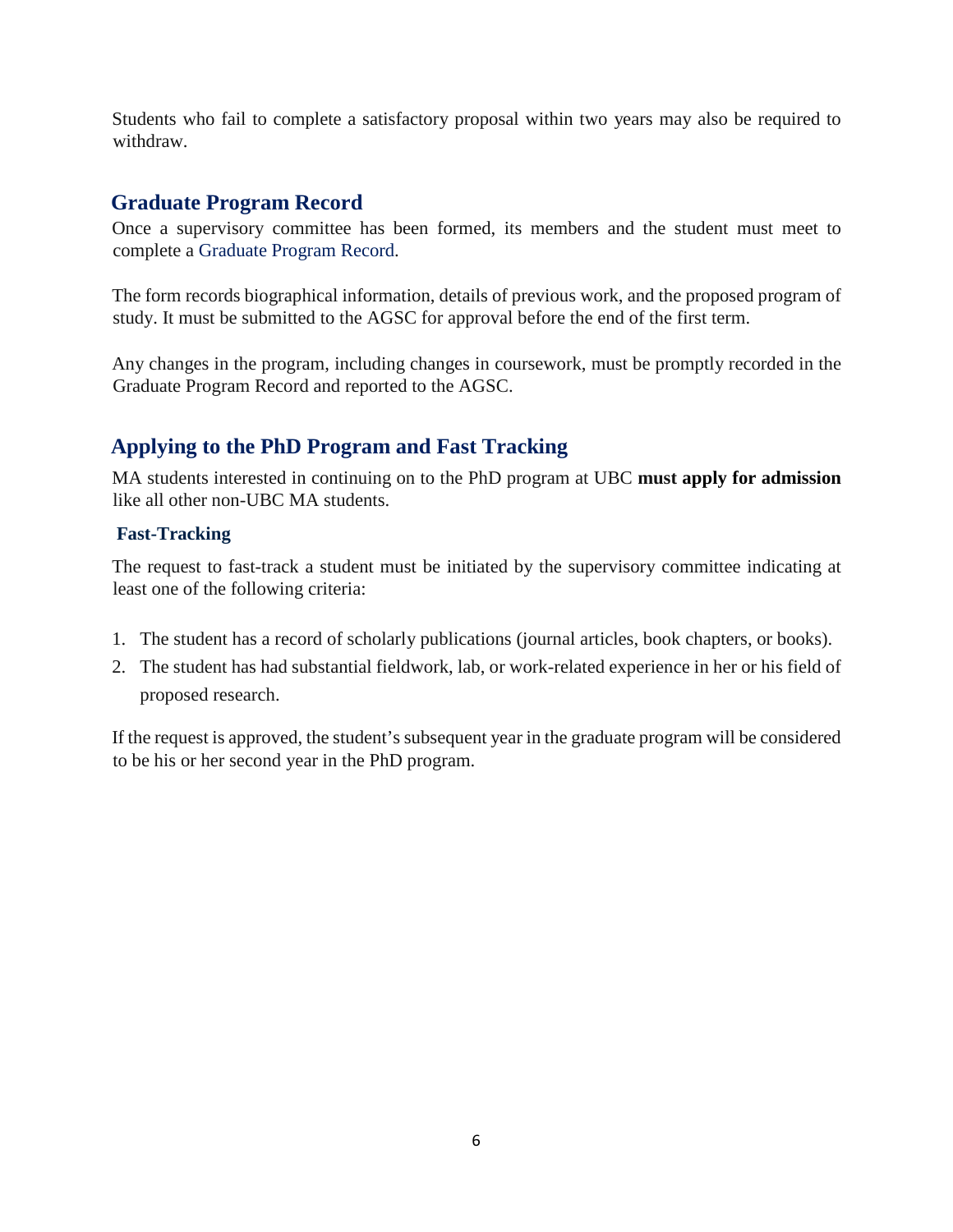Students who fail to complete a satisfactory proposal within two years may also be required to withdraw.

## Graduate Program Record

Once a supervisory committee has been formed, its members and the student must meet to complete a Graduate Program Record.

The form records biographical information, details of previous work, and the proposed program of study. It must be submitted to the AGSC for approval before the end of the first term.

Any changes in the program, including changes in coursework, must be promptly recorded in the Graduate Program Record and reported to the AGSC.

## Applying to the PhD Program and Fast Tracking

MA students interested in continuing on to the PhD program at UBC **must apply for admission** like all other non-UBC MA students.

### Fast-Tracking

The request to fast-track a student must be initiated by the supervisory committee indicating at least one of the following criteria:

1. The student has a record of scholarly publications (journal articles, book chapters, or books).
2. The student has had substantial fieldwork, lab, or work-related experience in her or his field of proposed research.

If the request is approved, the student's subsequent year in the graduate program will be considered to be his or her second year in the PhD program.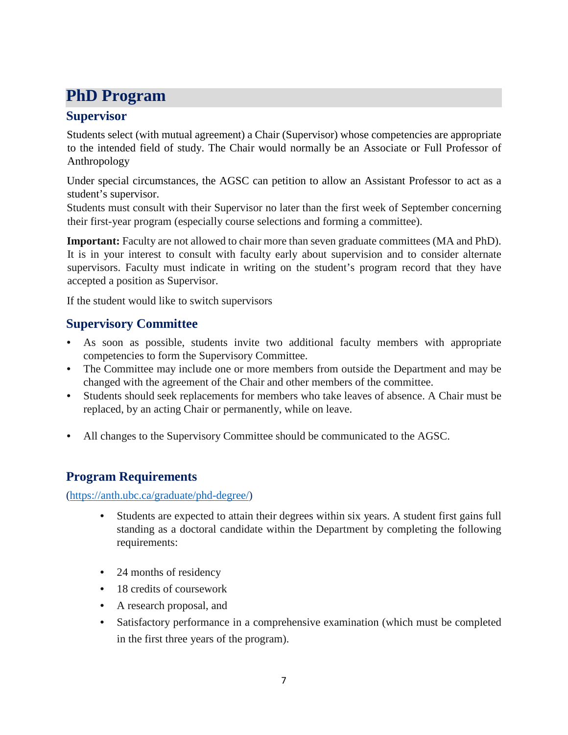# PhD Program

## Supervisor

Students select (with mutual agreement) a Chair (Supervisor) whose competencies are appropriate to the intended field of study. The Chair would normally be an Associate or Full Professor of Anthropology

Under special circumstances, the AGSC can petition to allow an Assistant Professor to act as a student's supervisor.
Students must consult with their Supervisor no later than the first week of September concerning their first-year program (especially course selections and forming a committee).

**Important:** Faculty are not allowed to chair more than seven graduate committees (MA and PhD). It is in your interest to consult with faculty early about supervision and to consider alternate supervisors. Faculty must indicate in writing on the student's program record that they have accepted a position as Supervisor.

If the student would like to switch supervisors

## Supervisory Committee

- As soon as possible, students invite two additional faculty members with appropriate competencies to form the Supervisory Committee.
- The Committee may include one or more members from outside the Department and may be changed with the agreement of the Chair and other members of the committee.
- Students should seek replacements for members who take leaves of absence. A Chair must be replaced, by an acting Chair or permanently, while on leave.
- All changes to the Supervisory Committee should be communicated to the AGSC.

## Program Requirements

(https://anth.ubc.ca/graduate/phd-degree/)

- Students are expected to attain their degrees within six years. A student first gains full standing as a doctoral candidate within the Department by completing the following requirements:
- 24 months of residency
- 18 credits of coursework
- A research proposal, and
- Satisfactory performance in a comprehensive examination (which must be completed in the first three years of the program).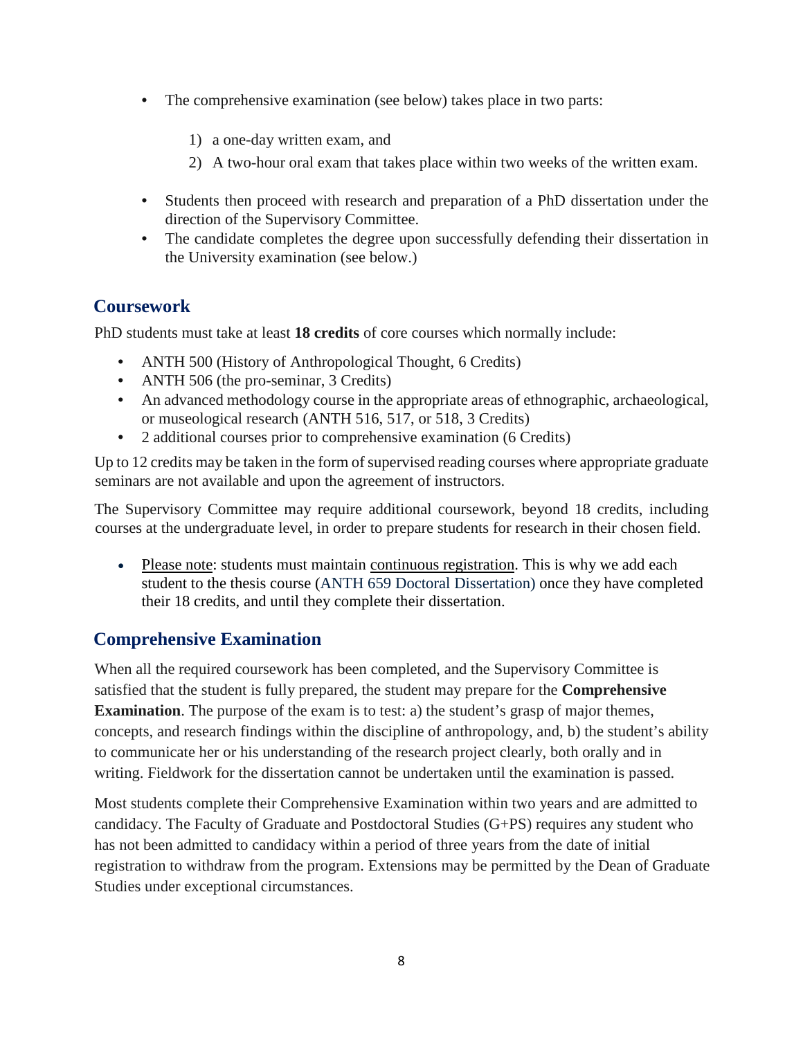- The comprehensive examination (see below) takes place in two parts:

    1) a one-day written exam, and
    2) A two-hour oral exam that takes place within two weeks of the written exam.

- Students then proceed with research and preparation of a PhD dissertation under the direction of the Supervisory Committee.
- The candidate completes the degree upon successfully defending their dissertation in the University examination (see below.)

## Coursework

PhD students must take at least **18 credits** of core courses which normally include:

- ANTH 500 (History of Anthropological Thought, 6 Credits)
- ANTH 506 (the pro-seminar, 3 Credits)
- An advanced methodology course in the appropriate areas of ethnographic, archaeological, or museological research (ANTH 516, 517, or 518, 3 Credits)
- 2 additional courses prior to comprehensive examination (6 Credits)

Up to 12 credits may be taken in the form of supervised reading courses where appropriate graduate seminars are not available and upon the agreement of instructors.

The Supervisory Committee may require additional coursework, beyond 18 credits, including courses at the undergraduate level, in order to prepare students for research in their chosen field.

- Please note: students must maintain continuous registration. This is why we add each student to the thesis course (ANTH 659 Doctoral Dissertation) once they have completed their 18 credits, and until they complete their dissertation.

## Comprehensive Examination

When all the required coursework has been completed, and the Supervisory Committee is satisfied that the student is fully prepared, the student may prepare for the **Comprehensive Examination**. The purpose of the exam is to test: a) the student's grasp of major themes, concepts, and research findings within the discipline of anthropology, and, b) the student's ability to communicate her or his understanding of the research project clearly, both orally and in writing. Fieldwork for the dissertation cannot be undertaken until the examination is passed.

Most students complete their Comprehensive Examination within two years and are admitted to candidacy. The Faculty of Graduate and Postdoctoral Studies (G+PS) requires any student who has not been admitted to candidacy within a period of three years from the date of initial registration to withdraw from the program. Extensions may be permitted by the Dean of Graduate Studies under exceptional circumstances.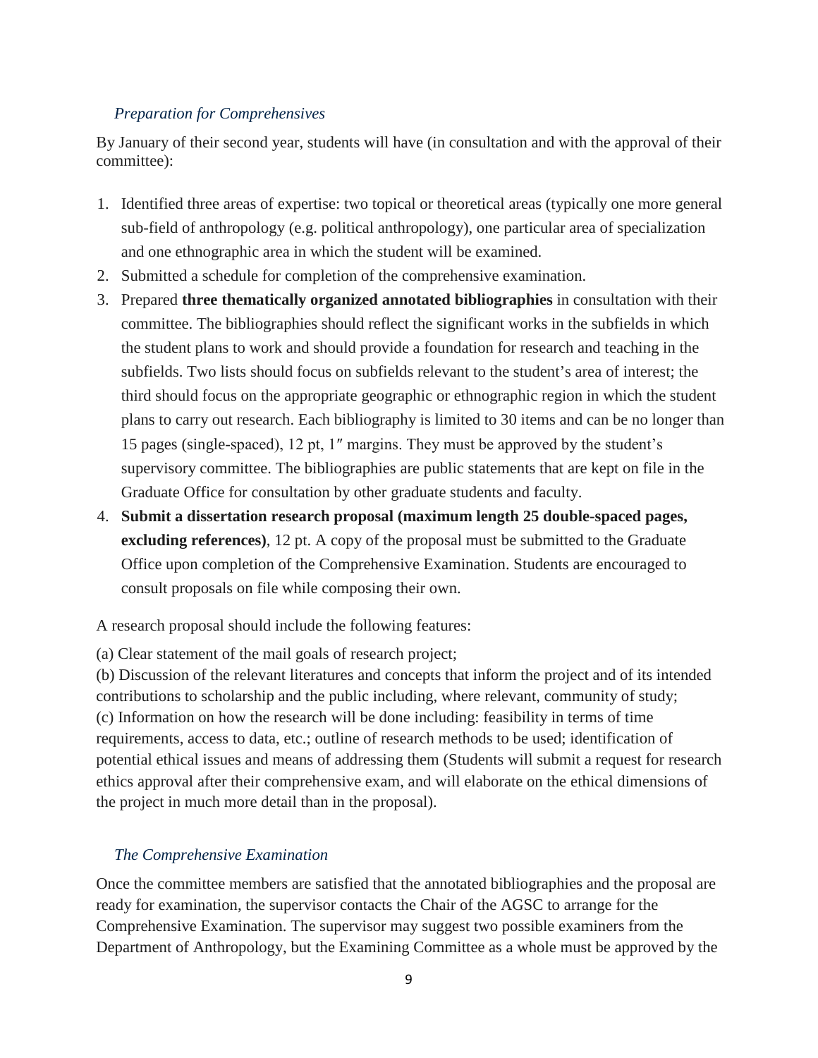### *Preparation for Comprehensives*

By January of their second year, students will have (in consultation and with the approval of their committee):

1. Identified three areas of expertise: two topical or theoretical areas (typically one more general sub-field of anthropology (e.g. political anthropology), one particular area of specialization and one ethnographic area in which the student will be examined.
2. Submitted a schedule for completion of the comprehensive examination.
3. Prepared **three thematically organized annotated bibliographies** in consultation with their committee. The bibliographies should reflect the significant works in the subfields in which the student plans to work and should provide a foundation for research and teaching in the subfields. Two lists should focus on subfields relevant to the student's area of interest; the third should focus on the appropriate geographic or ethnographic region in which the student plans to carry out research. Each bibliography is limited to 30 items and can be no longer than 15 pages (single-spaced), 12 pt, 1″ margins. They must be approved by the student's supervisory committee. The bibliographies are public statements that are kept on file in the Graduate Office for consultation by other graduate students and faculty.
4. **Submit a dissertation research proposal (maximum length 25 double-spaced pages, excluding references)**, 12 pt. A copy of the proposal must be submitted to the Graduate Office upon completion of the Comprehensive Examination. Students are encouraged to consult proposals on file while composing their own.

A research proposal should include the following features:

(a) Clear statement of the mail goals of research project;
(b) Discussion of the relevant literatures and concepts that inform the project and of its intended contributions to scholarship and the public including, where relevant, community of study;
(c) Information on how the research will be done including: feasibility in terms of time requirements, access to data, etc.; outline of research methods to be used; identification of potential ethical issues and means of addressing them (Students will submit a request for research ethics approval after their comprehensive exam, and will elaborate on the ethical dimensions of the project in much more detail than in the proposal).

### *The Comprehensive Examination*

Once the committee members are satisfied that the annotated bibliographies and the proposal are ready for examination, the supervisor contacts the Chair of the AGSC to arrange for the Comprehensive Examination. The supervisor may suggest two possible examiners from the Department of Anthropology, but the Examining Committee as a whole must be approved by the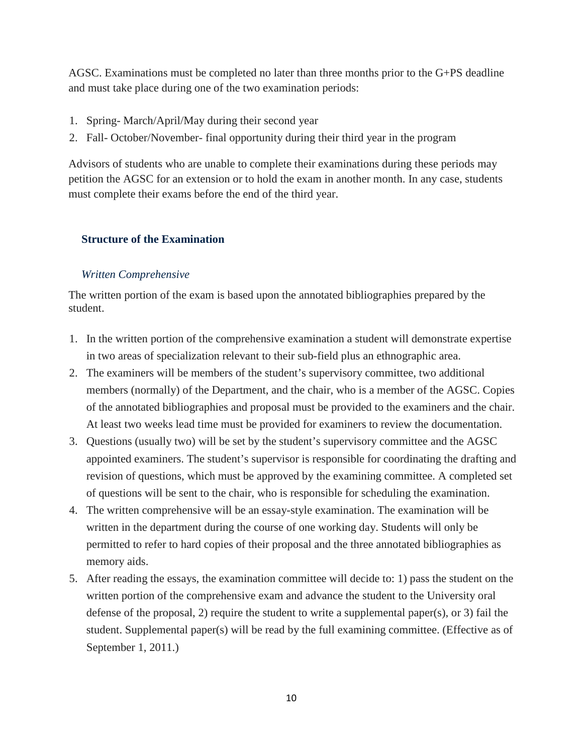AGSC. Examinations must be completed no later than three months prior to the G+PS deadline and must take place during one of the two examination periods:

1. Spring- March/April/May during their second year
2. Fall- October/November- final opportunity during their third year in the program

Advisors of students who are unable to complete their examinations during these periods may petition the AGSC for an extension or to hold the exam in another month. In any case, students must complete their exams before the end of the third year.

## Structure of the Examination

### *Written Comprehensive*

The written portion of the exam is based upon the annotated bibliographies prepared by the student.

1. In the written portion of the comprehensive examination a student will demonstrate expertise in two areas of specialization relevant to their sub-field plus an ethnographic area.
2. The examiners will be members of the student's supervisory committee, two additional members (normally) of the Department, and the chair, who is a member of the AGSC. Copies of the annotated bibliographies and proposal must be provided to the examiners and the chair. At least two weeks lead time must be provided for examiners to review the documentation.
3. Questions (usually two) will be set by the student's supervisory committee and the AGSC appointed examiners. The student's supervisor is responsible for coordinating the drafting and revision of questions, which must be approved by the examining committee. A completed set of questions will be sent to the chair, who is responsible for scheduling the examination.
4. The written comprehensive will be an essay-style examination. The examination will be written in the department during the course of one working day. Students will only be permitted to refer to hard copies of their proposal and the three annotated bibliographies as memory aids.
5. After reading the essays, the examination committee will decide to: 1) pass the student on the written portion of the comprehensive exam and advance the student to the University oral defense of the proposal, 2) require the student to write a supplemental paper(s), or 3) fail the student. Supplemental paper(s) will be read by the full examining committee. (Effective as of September 1, 2011.)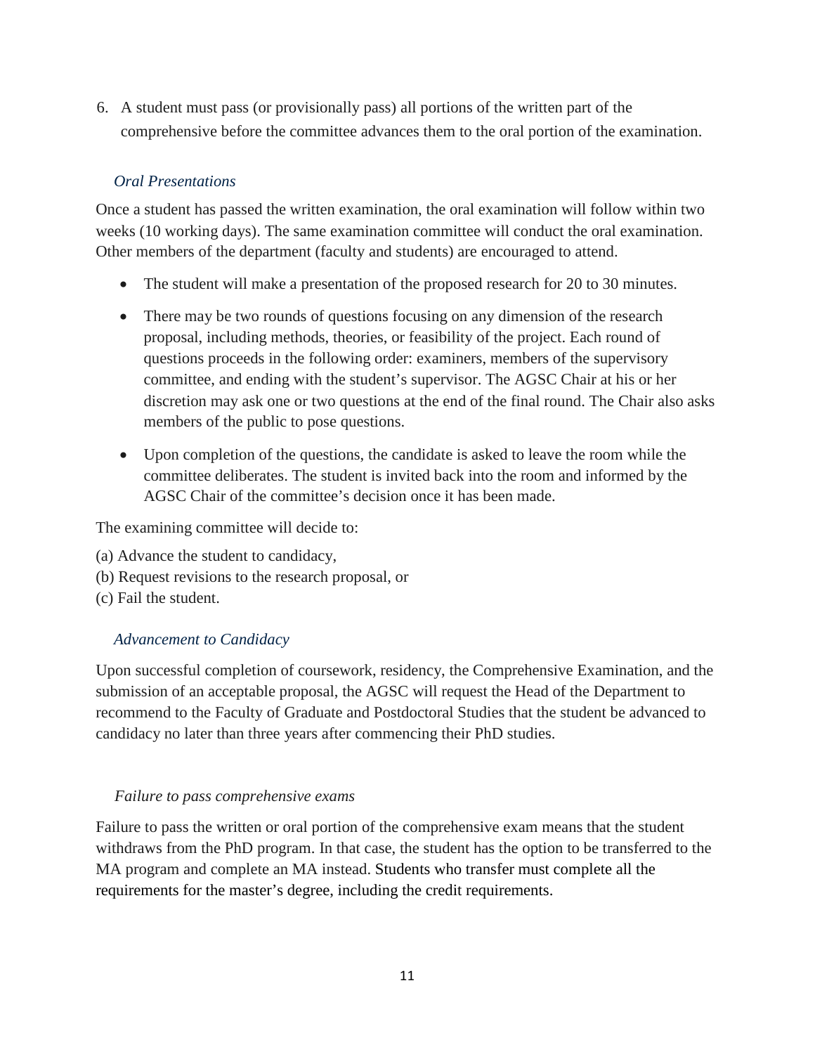6. A student must pass (or provisionally pass) all portions of the written part of the comprehensive before the committee advances them to the oral portion of the examination.

### *Oral Presentations*

Once a student has passed the written examination, the oral examination will follow within two weeks (10 working days). The same examination committee will conduct the oral examination. Other members of the department (faculty and students) are encouraged to attend.

- The student will make a presentation of the proposed research for 20 to 30 minutes.
- There may be two rounds of questions focusing on any dimension of the research proposal, including methods, theories, or feasibility of the project. Each round of questions proceeds in the following order: examiners, members of the supervisory committee, and ending with the student's supervisor. The AGSC Chair at his or her discretion may ask one or two questions at the end of the final round. The Chair also asks members of the public to pose questions.
- Upon completion of the questions, the candidate is asked to leave the room while the committee deliberates. The student is invited back into the room and informed by the AGSC Chair of the committee's decision once it has been made.

The examining committee will decide to:

(a) Advance the student to candidacy,
(b) Request revisions to the research proposal, or
(c) Fail the student.

### *Advancement to Candidacy*

Upon successful completion of coursework, residency, the Comprehensive Examination, and the submission of an acceptable proposal, the AGSC will request the Head of the Department to recommend to the Faculty of Graduate and Postdoctoral Studies that the student be advanced to candidacy no later than three years after commencing their PhD studies.

### *Failure to pass comprehensive exams*

Failure to pass the written or oral portion of the comprehensive exam means that the student withdraws from the PhD program. In that case, the student has the option to be transferred to the MA program and complete an MA instead. Students who transfer must complete all the requirements for the master's degree, including the credit requirements.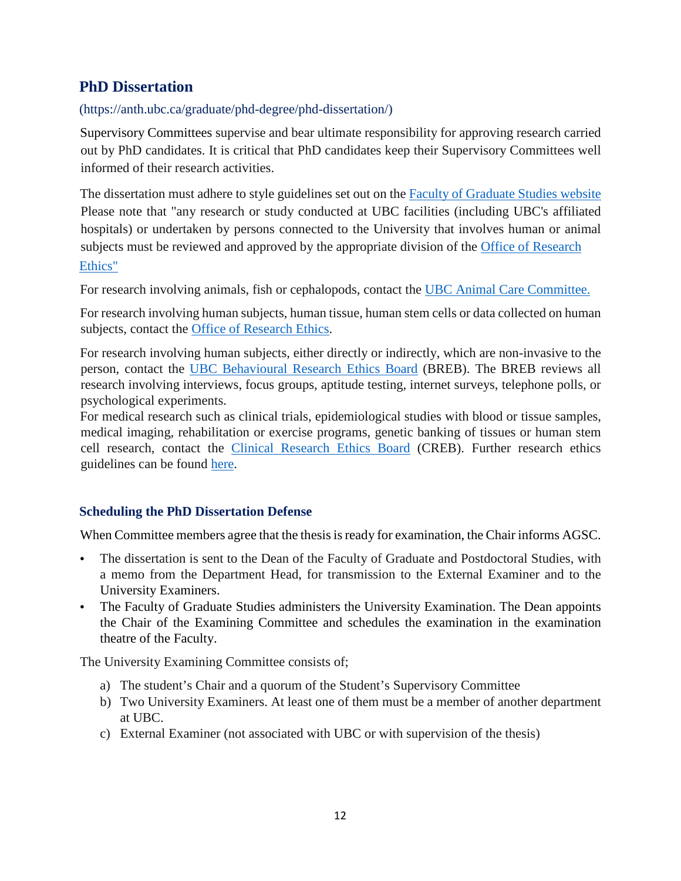## PhD Dissertation

(https://anth.ubc.ca/graduate/phd-degree/phd-dissertation/)

Supervisory Committees supervise and bear ultimate responsibility for approving research carried out by PhD candidates. It is critical that PhD candidates keep their Supervisory Committees well informed of their research activities.

The dissertation must adhere to style guidelines set out on the Faculty of Graduate Studies website Please note that "any research or study conducted at UBC facilities (including UBC's affiliated hospitals) or undertaken by persons connected to the University that involves human or animal subjects must be reviewed and approved by the appropriate division of the Office of Research Ethics"

For research involving animals, fish or cephalopods, contact the UBC Animal Care Committee.

For research involving human subjects, human tissue, human stem cells or data collected on human subjects, contact the Office of Research Ethics.

For research involving human subjects, either directly or indirectly, which are non-invasive to the person, contact the UBC Behavioural Research Ethics Board (BREB). The BREB reviews all research involving interviews, focus groups, aptitude testing, internet surveys, telephone polls, or psychological experiments.
For medical research such as clinical trials, epidemiological studies with blood or tissue samples, medical imaging, rehabilitation or exercise programs, genetic banking of tissues or human stem cell research, contact the Clinical Research Ethics Board (CREB). Further research ethics guidelines can be found here.

### Scheduling the PhD Dissertation Defense

When Committee members agree that the thesis is ready for examination, the Chair informs AGSC.

- The dissertation is sent to the Dean of the Faculty of Graduate and Postdoctoral Studies, with a memo from the Department Head, for transmission to the External Examiner and to the University Examiners.
- The Faculty of Graduate Studies administers the University Examination. The Dean appoints the Chair of the Examining Committee and schedules the examination in the examination theatre of the Faculty.

The University Examining Committee consists of;

a) The student's Chair and a quorum of the Student's Supervisory Committee
b) Two University Examiners. At least one of them must be a member of another department at UBC.
c) External Examiner (not associated with UBC or with supervision of the thesis)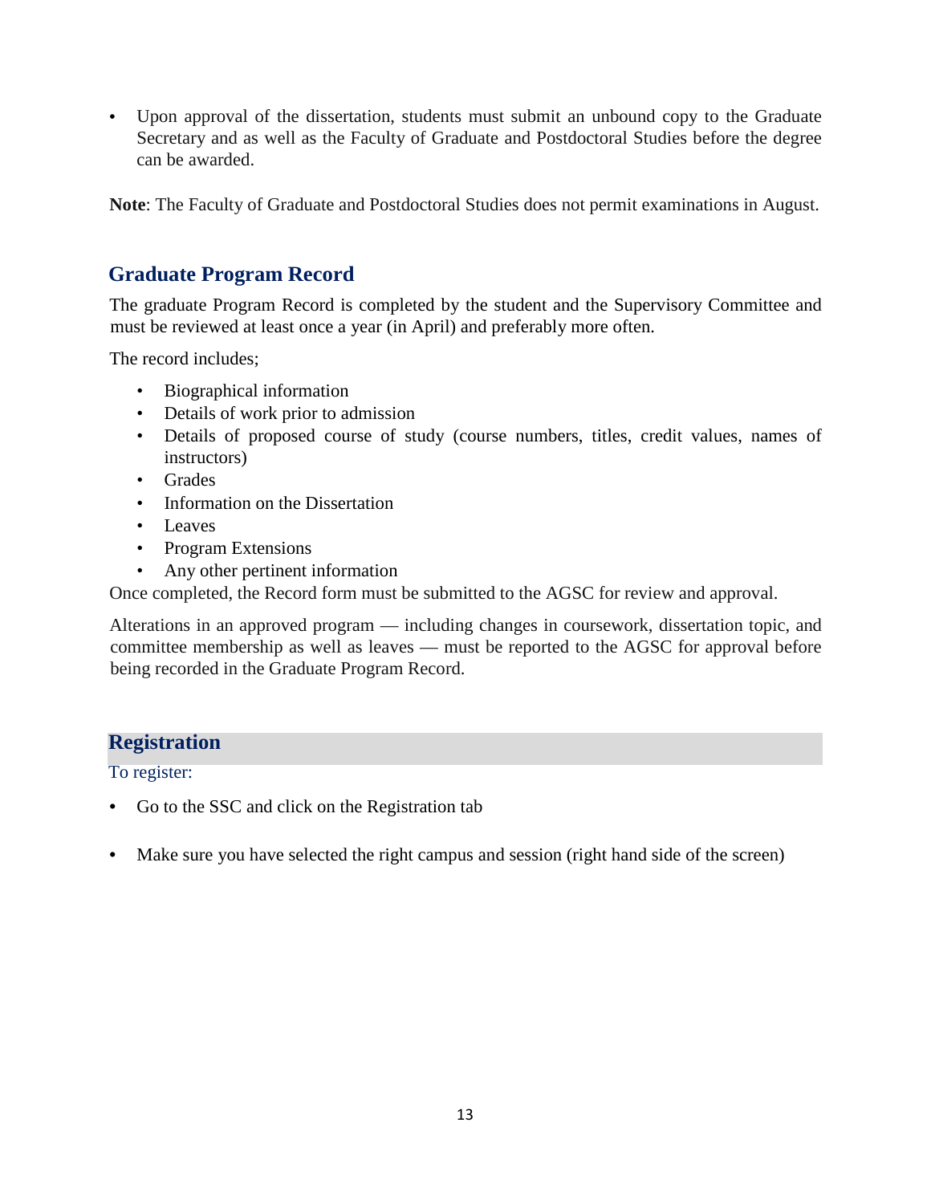- Upon approval of the dissertation, students must submit an unbound copy to the Graduate Secretary and as well as the Faculty of Graduate and Postdoctoral Studies before the degree can be awarded.

**Note**: The Faculty of Graduate and Postdoctoral Studies does not permit examinations in August.

## Graduate Program Record

The graduate Program Record is completed by the student and the Supervisory Committee and must be reviewed at least once a year (in April) and preferably more often.

The record includes;

- Biographical information
- Details of work prior to admission
- Details of proposed course of study (course numbers, titles, credit values, names of instructors)
- Grades
- Information on the Dissertation
- Leaves
- Program Extensions
- Any other pertinent information

Once completed, the Record form must be submitted to the AGSC for review and approval.

Alterations in an approved program — including changes in coursework, dissertation topic, and committee membership as well as leaves — must be reported to the AGSC for approval before being recorded in the Graduate Program Record.

## Registration

To register:

- Go to the SSC and click on the Registration tab

- Make sure you have selected the right campus and session (right hand side of the screen)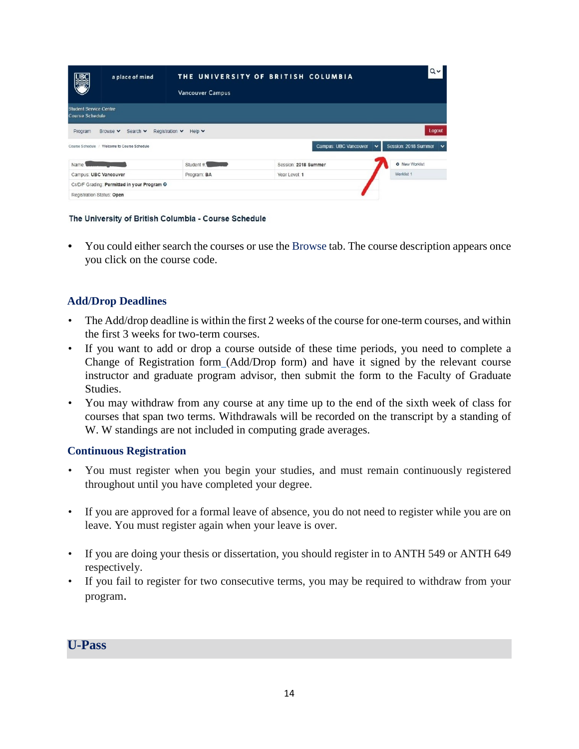The University of British Columbia - Course Schedule

- You could either search the courses or use the Browse tab. The course description appears once you click on the course code.

## Add/Drop Deadlines

- The Add/drop deadline is within the first 2 weeks of the course for one-term courses, and within the first 3 weeks for two-term courses.
- If you want to add or drop a course outside of these time periods, you need to complete a Change of Registration form_(Add/Drop form) and have it signed by the relevant course instructor and graduate program advisor, then submit the form to the Faculty of Graduate Studies.
- You may withdraw from any course at any time up to the end of the sixth week of class for courses that span two terms. Withdrawals will be recorded on the transcript by a standing of W. W standings are not included in computing grade averages.

## Continuous Registration

- You must register when you begin your studies, and must remain continuously registered throughout until you have completed your degree.
- If you are approved for a formal leave of absence, you do not need to register while you are on leave. You must register again when your leave is over.
- If you are doing your thesis or dissertation, you should register in to ANTH 549 or ANTH 649 respectively.
- If you fail to register for two consecutive terms, you may be required to withdraw from your program.

## U-Pass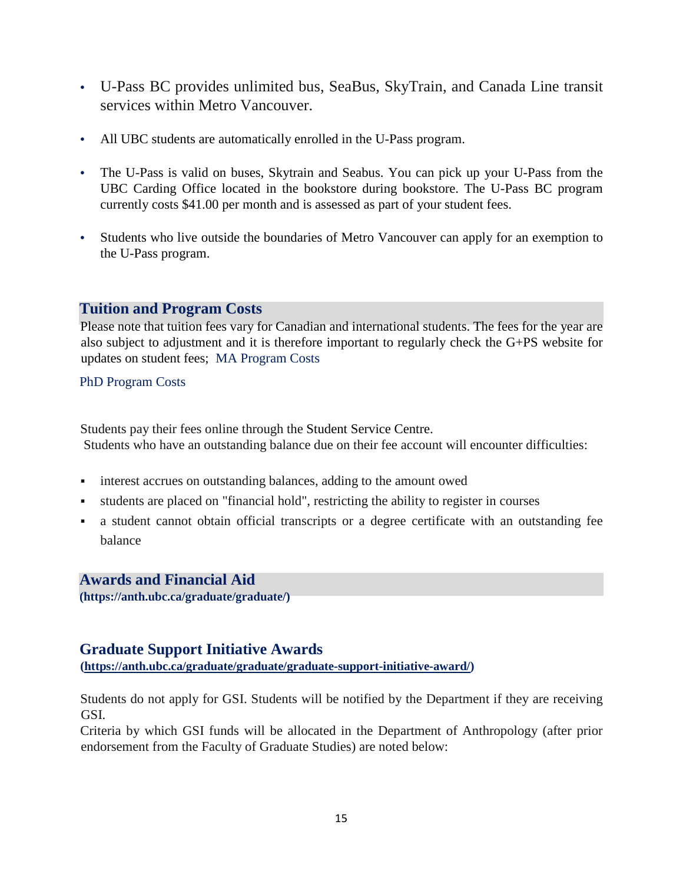- U-Pass BC provides unlimited bus, SeaBus, SkyTrain, and Canada Line transit services within Metro Vancouver.

- All UBC students are automatically enrolled in the U-Pass program.

- The U-Pass is valid on buses, Skytrain and Seabus. You can pick up your U-Pass from the UBC Carding Office located in the bookstore during bookstore. The U-Pass BC program currently costs $41.00 per month and is assessed as part of your student fees.

- Students who live outside the boundaries of Metro Vancouver can apply for an exemption to the U-Pass program.

## Tuition and Program Costs

Please note that tuition fees vary for Canadian and international students. The fees for the year are also subject to adjustment and it is therefore important to regularly check the G+PS website for updates on student fees; MA Program Costs

PhD Program Costs

Students pay their fees online through the Student Service Centre.
Students who have an outstanding balance due on their fee account will encounter difficulties:

- interest accrues on outstanding balances, adding to the amount owed
- students are placed on "financial hold", restricting the ability to register in courses
- a student cannot obtain official transcripts or a degree certificate with an outstanding fee balance

## Awards and Financial Aid

**(https://anth.ubc.ca/graduate/graduate/)**

## Graduate Support Initiative Awards

**(https://anth.ubc.ca/graduate/graduate/graduate-support-initiative-award/)**

Students do not apply for GSI. Students will be notified by the Department if they are receiving GSI.
Criteria by which GSI funds will be allocated in the Department of Anthropology (after prior endorsement from the Faculty of Graduate Studies) are noted below: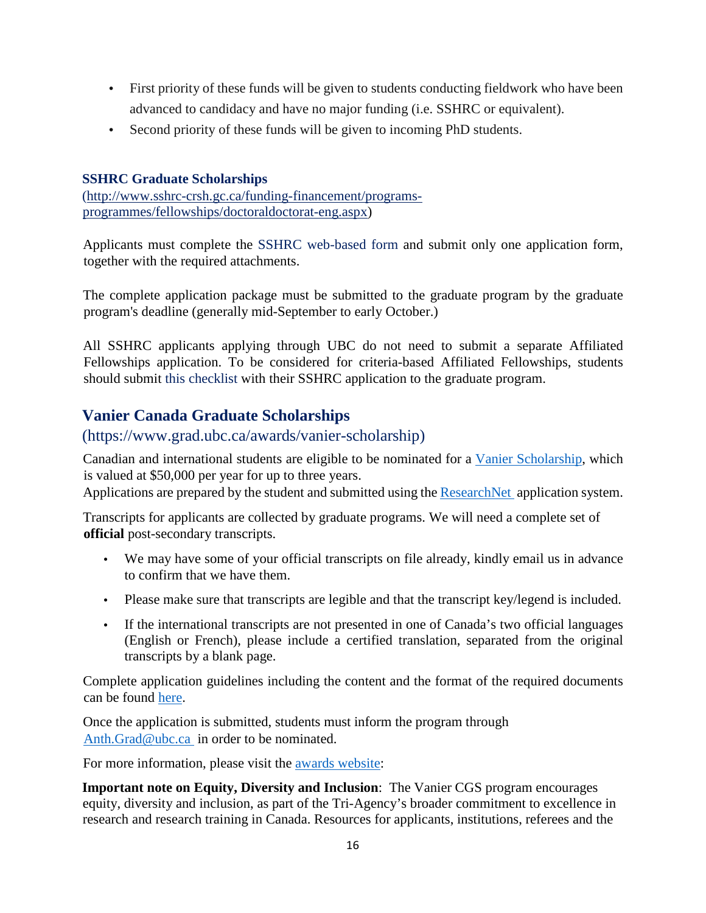- First priority of these funds will be given to students conducting fieldwork who have been advanced to candidacy and have no major funding (i.e. SSHRC or equivalent).
- Second priority of these funds will be given to incoming PhD students.

### SSHRC Graduate Scholarships

(http://www.sshrc-crsh.gc.ca/funding-financement/programs-programmes/fellowships/doctoraldoctorat-eng.aspx)

Applicants must complete the SSHRC web-based form and submit only one application form, together with the required attachments.

The complete application package must be submitted to the graduate program by the graduate program's deadline (generally mid-September to early October.)

All SSHRC applicants applying through UBC do not need to submit a separate Affiliated Fellowships application. To be considered for criteria-based Affiliated Fellowships, students should submit this checklist with their SSHRC application to the graduate program.

## Vanier Canada Graduate Scholarships

(https://www.grad.ubc.ca/awards/vanier-scholarship)

Canadian and international students are eligible to be nominated for a Vanier Scholarship, which is valued at $50,000 per year for up to three years.
Applications are prepared by the student and submitted using the ResearchNet application system.

Transcripts for applicants are collected by graduate programs. We will need a complete set of **official** post-secondary transcripts.

- We may have some of your official transcripts on file already, kindly email us in advance to confirm that we have them.
- Please make sure that transcripts are legible and that the transcript key/legend is included.
- If the international transcripts are not presented in one of Canada's two official languages (English or French), please include a certified translation, separated from the original transcripts by a blank page.

Complete application guidelines including the content and the format of the required documents can be found here.

Once the application is submitted, students must inform the program through Anth.Grad@ubc.ca in order to be nominated.

For more information, please visit the awards website:

**Important note on Equity, Diversity and Inclusion**: The Vanier CGS program encourages equity, diversity and inclusion, as part of the Tri-Agency's broader commitment to excellence in research and research training in Canada. Resources for applicants, institutions, referees and the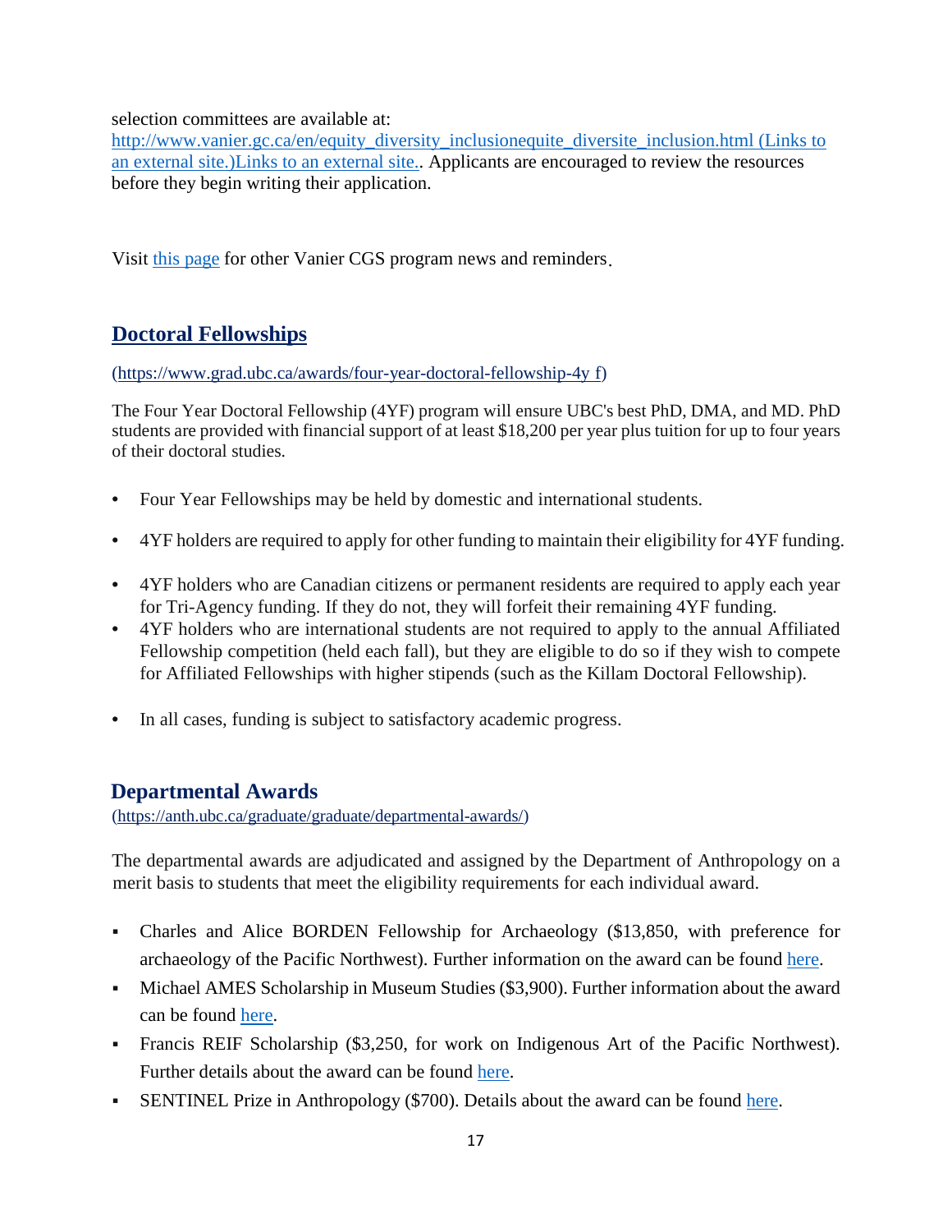selection committees are available at:
http://www.vanier.gc.ca/en/equity_diversity_inclusionequite_diversite_inclusion.html (Links to an external site.)Links to an external site.. Applicants are encouraged to review the resources before they begin writing their application.

Visit this page for other Vanier CGS program news and reminders.

## Doctoral Fellowships

(https://www.grad.ubc.ca/awards/four-year-doctoral-fellowship-4y f)

The Four Year Doctoral Fellowship (4YF) program will ensure UBC's best PhD, DMA, and MD. PhD students are provided with financial support of at least $18,200 per year plus tuition for up to four years of their doctoral studies.

- Four Year Fellowships may be held by domestic and international students.
- 4YF holders are required to apply for other funding to maintain their eligibility for 4YF funding.
- 4YF holders who are Canadian citizens or permanent residents are required to apply each year for Tri-Agency funding. If they do not, they will forfeit their remaining 4YF funding.
- 4YF holders who are international students are not required to apply to the annual Affiliated Fellowship competition (held each fall), but they are eligible to do so if they wish to compete for Affiliated Fellowships with higher stipends (such as the Killam Doctoral Fellowship).
- In all cases, funding is subject to satisfactory academic progress.

## Departmental Awards

(https://anth.ubc.ca/graduate/graduate/departmental-awards/)

The departmental awards are adjudicated and assigned by the Department of Anthropology on a merit basis to students that meet the eligibility requirements for each individual award.

- Charles and Alice BORDEN Fellowship for Archaeology ($13,850, with preference for archaeology of the Pacific Northwest). Further information on the award can be found here.
- Michael AMES Scholarship in Museum Studies ($3,900). Further information about the award can be found here.
- Francis REIF Scholarship ($3,250, for work on Indigenous Art of the Pacific Northwest). Further details about the award can be found here.
- SENTINEL Prize in Anthropology ($700). Details about the award can be found here.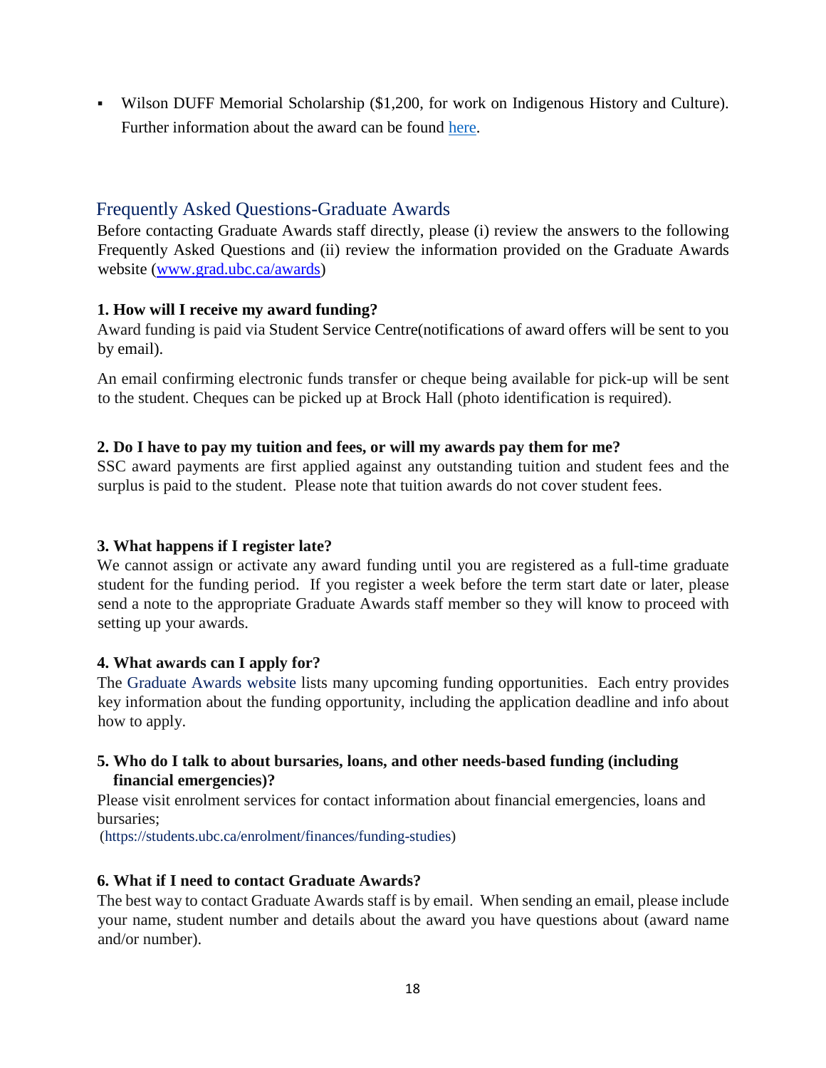- Wilson DUFF Memorial Scholarship ($1,200, for work on Indigenous History and Culture). Further information about the award can be found here.

## Frequently Asked Questions-Graduate Awards

Before contacting Graduate Awards staff directly, please (i) review the answers to the following Frequently Asked Questions and (ii) review the information provided on the Graduate Awards website (www.grad.ubc.ca/awards)

**1. How will I receive my award funding?**

Award funding is paid via Student Service Centre(notifications of award offers will be sent to you by email).

An email confirming electronic funds transfer or cheque being available for pick-up will be sent to the student. Cheques can be picked up at Brock Hall (photo identification is required).

**2. Do I have to pay my tuition and fees, or will my awards pay them for me?**

SSC award payments are first applied against any outstanding tuition and student fees and the surplus is paid to the student. Please note that tuition awards do not cover student fees.

**3. What happens if I register late?**

We cannot assign or activate any award funding until you are registered as a full-time graduate student for the funding period. If you register a week before the term start date or later, please send a note to the appropriate Graduate Awards staff member so they will know to proceed with setting up your awards.

**4. What awards can I apply for?**

The Graduate Awards website lists many upcoming funding opportunities. Each entry provides key information about the funding opportunity, including the application deadline and info about how to apply.

**5. Who do I talk to about bursaries, loans, and other needs-based funding (including financial emergencies)?**

Please visit enrolment services for contact information about financial emergencies, loans and bursaries;
(https://students.ubc.ca/enrolment/finances/funding-studies)

**6. What if I need to contact Graduate Awards?**

The best way to contact Graduate Awards staff is by email. When sending an email, please include your name, student number and details about the award you have questions about (award name and/or number).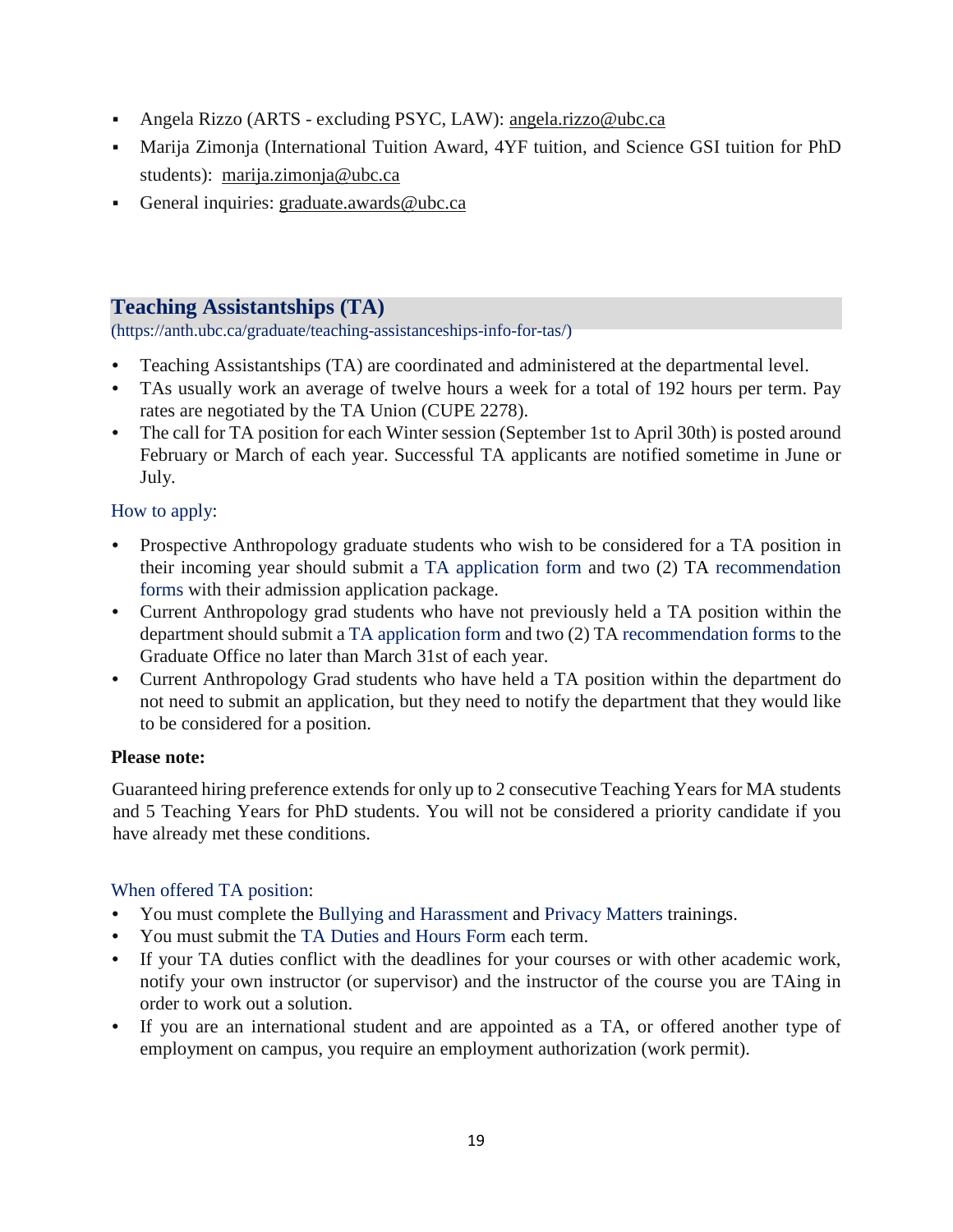- Angela Rizzo (ARTS - excluding PSYC, LAW): angela.rizzo@ubc.ca
- Marija Zimonja (International Tuition Award, 4YF tuition, and Science GSI tuition for PhD students): marija.zimonja@ubc.ca
- General inquiries: graduate.awards@ubc.ca

## Teaching Assistantships (TA)

(https://anth.ubc.ca/graduate/teaching-assistanceships-info-for-tas/)

- Teaching Assistantships (TA) are coordinated and administered at the departmental level.
- TAs usually work an average of twelve hours a week for a total of 192 hours per term. Pay rates are negotiated by the TA Union (CUPE 2278).
- The call for TA position for each Winter session (September 1st to April 30th) is posted around February or March of each year. Successful TA applicants are notified sometime in June or July.

### How to apply:

- Prospective Anthropology graduate students who wish to be considered for a TA position in their incoming year should submit a TA application form and two (2) TA recommendation forms with their admission application package.
- Current Anthropology grad students who have not previously held a TA position within the department should submit a TA application form and two (2) TA recommendation forms to the Graduate Office no later than March 31st of each year.
- Current Anthropology Grad students who have held a TA position within the department do not need to submit an application, but they need to notify the department that they would like to be considered for a position.

**Please note:**

Guaranteed hiring preference extends for only up to 2 consecutive Teaching Years for MA students and 5 Teaching Years for PhD students. You will not be considered a priority candidate if you have already met these conditions.

### When offered TA position:

- You must complete the Bullying and Harassment and Privacy Matters trainings.
- You must submit the TA Duties and Hours Form each term.
- If your TA duties conflict with the deadlines for your courses or with other academic work, notify your own instructor (or supervisor) and the instructor of the course you are TAing in order to work out a solution.
- If you are an international student and are appointed as a TA, or offered another type of employment on campus, you require an employment authorization (work permit).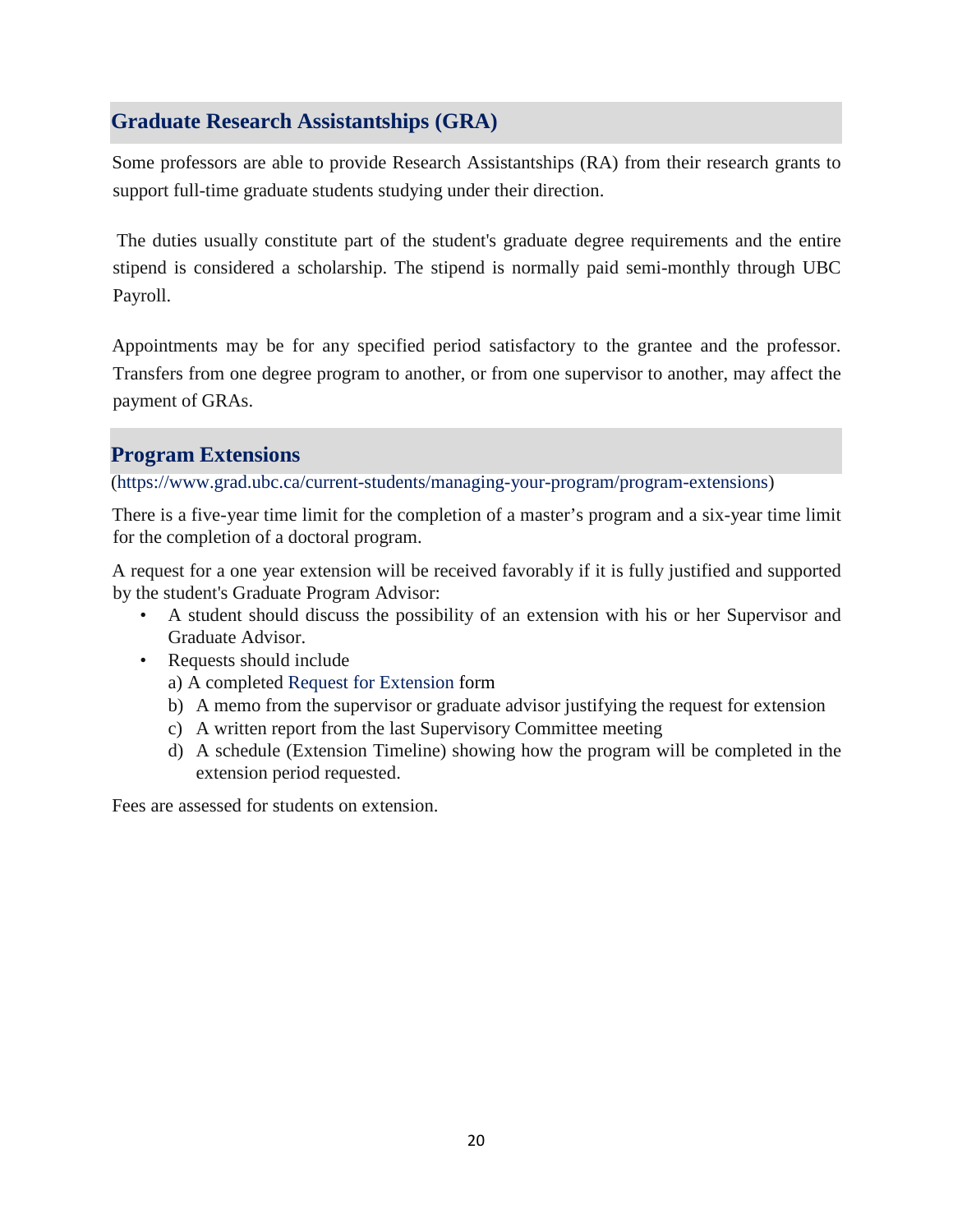## Graduate Research Assistantships (GRA)

Some professors are able to provide Research Assistantships (RA) from their research grants to support full-time graduate students studying under their direction.

The duties usually constitute part of the student's graduate degree requirements and the entire stipend is considered a scholarship. The stipend is normally paid semi-monthly through UBC Payroll.

Appointments may be for any specified period satisfactory to the grantee and the professor. Transfers from one degree program to another, or from one supervisor to another, may affect the payment of GRAs.

## Program Extensions

(https://www.grad.ubc.ca/current-students/managing-your-program/program-extensions)

There is a five-year time limit for the completion of a master's program and a six-year time limit for the completion of a doctoral program.

A request for a one year extension will be received favorably if it is fully justified and supported by the student's Graduate Program Advisor:

- A student should discuss the possibility of an extension with his or her Supervisor and Graduate Advisor.
- Requests should include
  a) A completed Request for Extension form
  b) A memo from the supervisor or graduate advisor justifying the request for extension
  c) A written report from the last Supervisory Committee meeting
  d) A schedule (Extension Timeline) showing how the program will be completed in the extension period requested.

Fees are assessed for students on extension.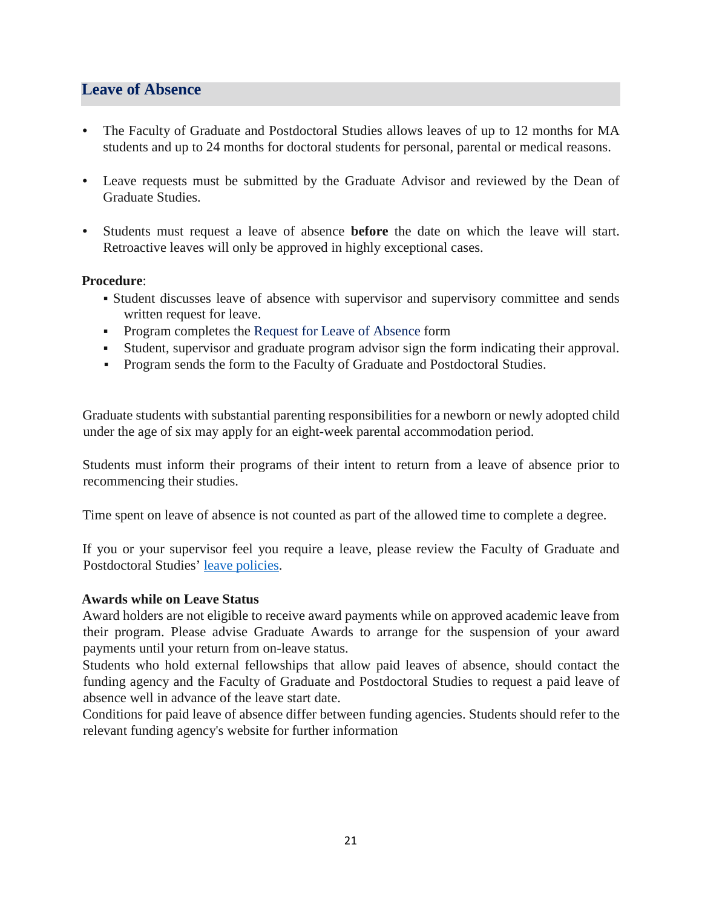## Leave of Absence

- The Faculty of Graduate and Postdoctoral Studies allows leaves of up to 12 months for MA students and up to 24 months for doctoral students for personal, parental or medical reasons.
- Leave requests must be submitted by the Graduate Advisor and reviewed by the Dean of Graduate Studies.
- Students must request a leave of absence **before** the date on which the leave will start. Retroactive leaves will only be approved in highly exceptional cases.

**Procedure**:

- Student discusses leave of absence with supervisor and supervisory committee and sends written request for leave.
- Program completes the Request for Leave of Absence form
- Student, supervisor and graduate program advisor sign the form indicating their approval.
- Program sends the form to the Faculty of Graduate and Postdoctoral Studies.

Graduate students with substantial parenting responsibilities for a newborn or newly adopted child under the age of six may apply for an eight-week parental accommodation period.

Students must inform their programs of their intent to return from a leave of absence prior to recommencing their studies.

Time spent on leave of absence is not counted as part of the allowed time to complete a degree.

If you or your supervisor feel you require a leave, please review the Faculty of Graduate and Postdoctoral Studies' leave policies.

**Awards while on Leave Status**

Award holders are not eligible to receive award payments while on approved academic leave from their program. Please advise Graduate Awards to arrange for the suspension of your award payments until your return from on-leave status.

Students who hold external fellowships that allow paid leaves of absence, should contact the funding agency and the Faculty of Graduate and Postdoctoral Studies to request a paid leave of absence well in advance of the leave start date.

Conditions for paid leave of absence differ between funding agencies. Students should refer to the relevant funding agency's website for further information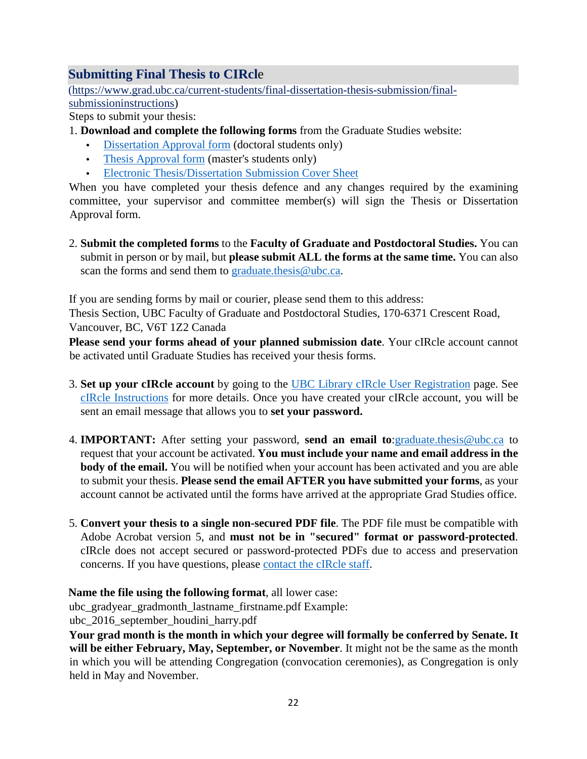## Submitting Final Thesis to CIRcle

(https://www.grad.ubc.ca/current-students/final-dissertation-thesis-submission/final-submissioninstructions)

Steps to submit your thesis:

1. **Download and complete the following forms** from the Graduate Studies website:
   - Dissertation Approval form (doctoral students only)
   - Thesis Approval form (master's students only)
   - Electronic Thesis/Dissertation Submission Cover Sheet

   When you have completed your thesis defence and any changes required by the examining committee, your supervisor and committee member(s) will sign the Thesis or Dissertation Approval form.

2. **Submit the completed forms** to the **Faculty of Graduate and Postdoctoral Studies.** You can submit in person or by mail, but **please submit ALL the forms at the same time.** You can also scan the forms and send them to graduate.thesis@ubc.ca.

   If you are sending forms by mail or courier, please send them to this address:
   Thesis Section, UBC Faculty of Graduate and Postdoctoral Studies, 170-6371 Crescent Road, Vancouver, BC, V6T 1Z2 Canada

   **Please send your forms ahead of your planned submission date**. Your cIRcle account cannot be activated until Graduate Studies has received your thesis forms.

3. **Set up your cIRcle account** by going to the UBC Library cIRcle User Registration page. See cIRcle Instructions for more details. Once you have created your cIRcle account, you will be sent an email message that allows you to **set your password.**

4. **IMPORTANT:** After setting your password, **send an email to**:graduate.thesis@ubc.ca to request that your account be activated. **You must include your name and email address in the body of the email.** You will be notified when your account has been activated and you are able to submit your thesis. **Please send the email AFTER you have submitted your forms**, as your account cannot be activated until the forms have arrived at the appropriate Grad Studies office.

5. **Convert your thesis to a single non-secured PDF file**. The PDF file must be compatible with Adobe Acrobat version 5, and **must not be in "secured" format or password-protected**. cIRcle does not accept secured or password-protected PDFs due to access and preservation concerns. If you have questions, please contact the cIRcle staff.

   **Name the file using the following format**, all lower case:
   ubc_gradyear_gradmonth_lastname_firstname.pdf Example:
   ubc_2016_september_houdini_harry.pdf

   **Your grad month is the month in which your degree will formally be conferred by Senate. It will be either February, May, September, or November**. It might not be the same as the month in which you will be attending Congregation (convocation ceremonies), as Congregation is only held in May and November.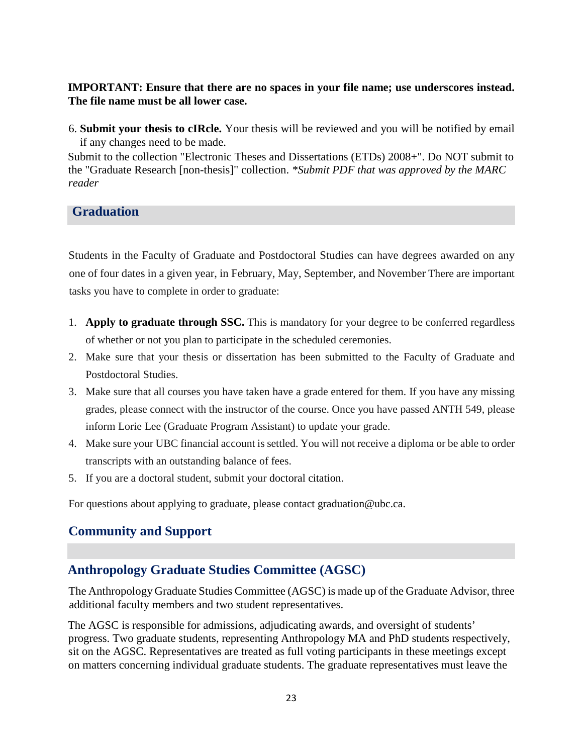**IMPORTANT: Ensure that there are no spaces in your file name; use underscores instead. The file name must be all lower case.**

6. **Submit your thesis to cIRcle.** Your thesis will be reviewed and you will be notified by email if any changes need to be made.

Submit to the collection "Electronic Theses and Dissertations (ETDs) 2008+". Do NOT submit to the "Graduate Research [non-thesis]" collection. *\*Submit PDF that was approved by the MARC reader*

## Graduation

Students in the Faculty of Graduate and Postdoctoral Studies can have degrees awarded on any one of four dates in a given year, in February, May, September, and November There are important tasks you have to complete in order to graduate:

1. **Apply to graduate through SSC.** This is mandatory for your degree to be conferred regardless of whether or not you plan to participate in the scheduled ceremonies.
2. Make sure that your thesis or dissertation has been submitted to the Faculty of Graduate and Postdoctoral Studies.
3. Make sure that all courses you have taken have a grade entered for them. If you have any missing grades, please connect with the instructor of the course. Once you have passed ANTH 549, please inform Lorie Lee (Graduate Program Assistant) to update your grade.
4. Make sure your UBC financial account is settled. You will not receive a diploma or be able to order transcripts with an outstanding balance of fees.
5. If you are a doctoral student, submit your doctoral citation.

For questions about applying to graduate, please contact graduation@ubc.ca.

## Community and Support

### Anthropology Graduate Studies Committee (AGSC)

The Anthropology Graduate Studies Committee (AGSC) is made up of the Graduate Advisor, three additional faculty members and two student representatives.

The AGSC is responsible for admissions, adjudicating awards, and oversight of students' progress. Two graduate students, representing Anthropology MA and PhD students respectively, sit on the AGSC. Representatives are treated as full voting participants in these meetings except on matters concerning individual graduate students. The graduate representatives must leave the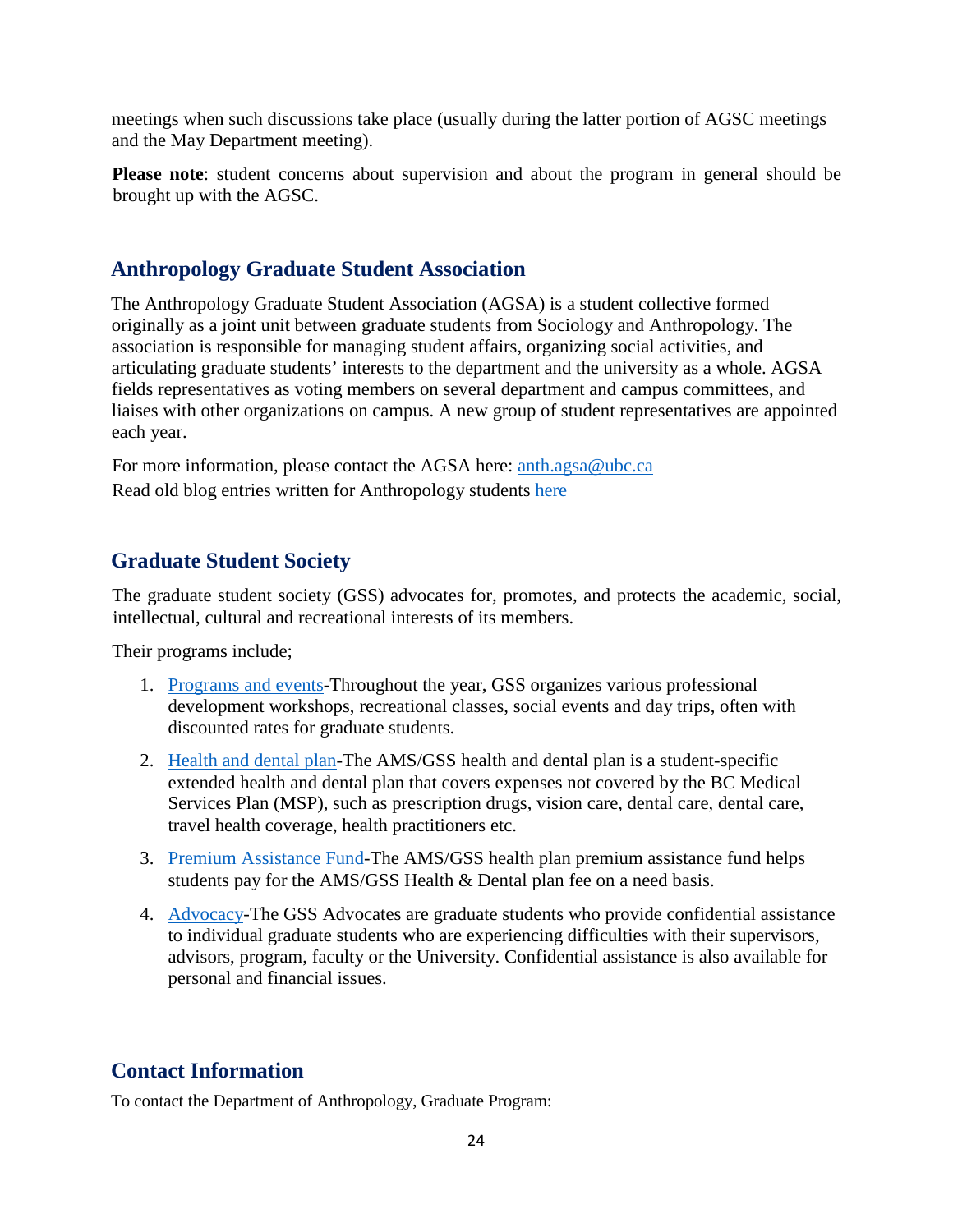meetings when such discussions take place (usually during the latter portion of AGSC meetings and the May Department meeting).

**Please note**: student concerns about supervision and about the program in general should be brought up with the AGSC.

## Anthropology Graduate Student Association

The Anthropology Graduate Student Association (AGSA) is a student collective formed originally as a joint unit between graduate students from Sociology and Anthropology. The association is responsible for managing student affairs, organizing social activities, and articulating graduate students' interests to the department and the university as a whole. AGSA fields representatives as voting members on several department and campus committees, and liaises with other organizations on campus. A new group of student representatives are appointed each year.

For more information, please contact the AGSA here: anth.agsa@ubc.ca
Read old blog entries written for Anthropology students here

## Graduate Student Society

The graduate student society (GSS) advocates for, promotes, and protects the academic, social, intellectual, cultural and recreational interests of its members.

Their programs include;

1. Programs and events-Throughout the year, GSS organizes various professional development workshops, recreational classes, social events and day trips, often with discounted rates for graduate students.
2. Health and dental plan-The AMS/GSS health and dental plan is a student-specific extended health and dental plan that covers expenses not covered by the BC Medical Services Plan (MSP), such as prescription drugs, vision care, dental care, dental care, travel health coverage, health practitioners etc.
3. Premium Assistance Fund-The AMS/GSS health plan premium assistance fund helps students pay for the AMS/GSS Health & Dental plan fee on a need basis.
4. Advocacy-The GSS Advocates are graduate students who provide confidential assistance to individual graduate students who are experiencing difficulties with their supervisors, advisors, program, faculty or the University. Confidential assistance is also available for personal and financial issues.

## Contact Information

To contact the Department of Anthropology, Graduate Program: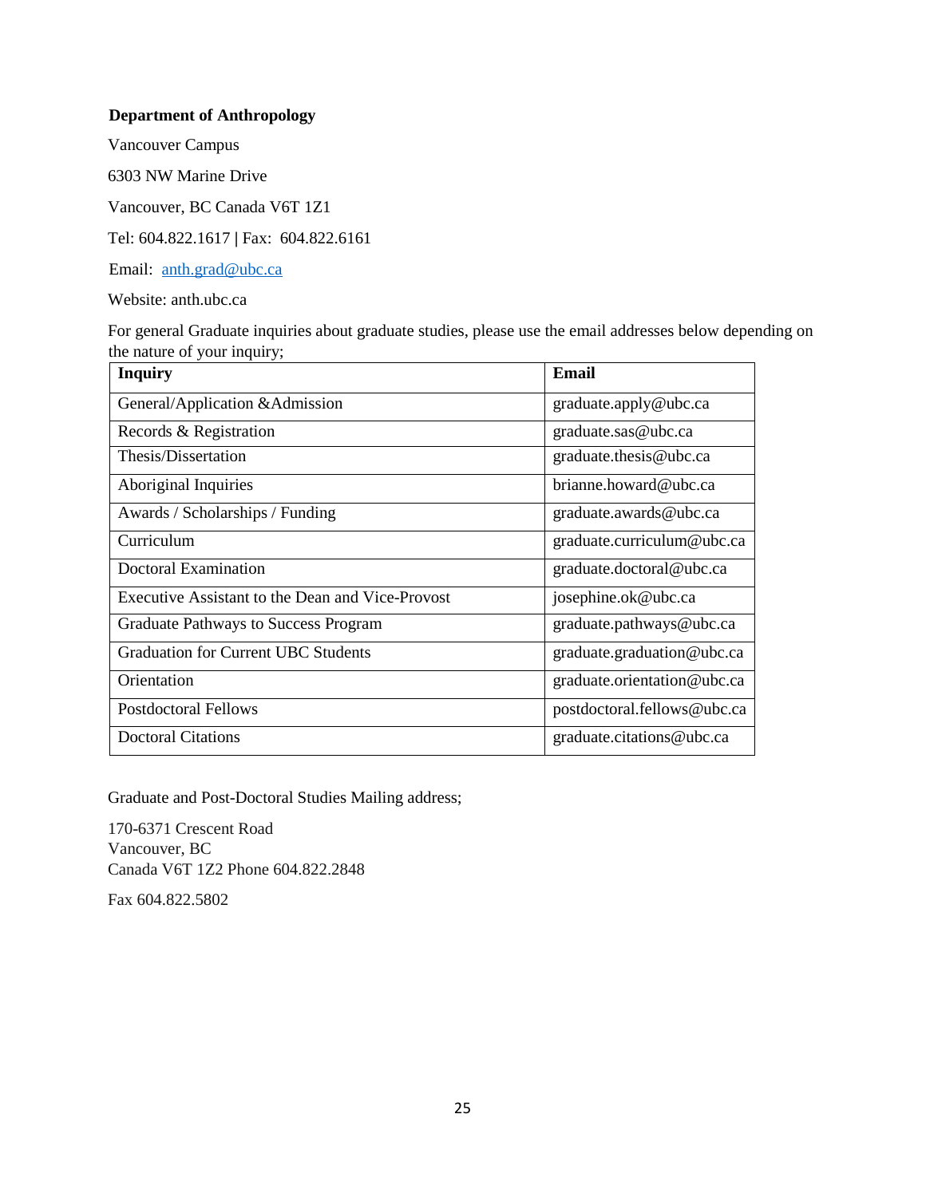**Department of Anthropology**

Vancouver Campus

6303 NW Marine Drive

Vancouver, BC Canada V6T 1Z1

Tel: 604.822.1617 | Fax: 604.822.6161

Email: anth.grad@ubc.ca

Website: anth.ubc.ca

For general Graduate inquiries about graduate studies, please use the email addresses below depending on the nature of your inquiry;

| Inquiry | Email |
|---|---|
| General/Application &Admission | graduate.apply@ubc.ca |
| Records & Registration | graduate.sas@ubc.ca |
| Thesis/Dissertation | graduate.thesis@ubc.ca |
| Aboriginal Inquiries | brianne.howard@ubc.ca |
| Awards / Scholarships / Funding | graduate.awards@ubc.ca |
| Curriculum | graduate.curriculum@ubc.ca |
| Doctoral Examination | graduate.doctoral@ubc.ca |
| Executive Assistant to the Dean and Vice-Provost | josephine.ok@ubc.ca |
| Graduate Pathways to Success Program | graduate.pathways@ubc.ca |
| Graduation for Current UBC Students | graduate.graduation@ubc.ca |
| Orientation | graduate.orientation@ubc.ca |
| Postdoctoral Fellows | postdoctoral.fellows@ubc.ca |
| Doctoral Citations | graduate.citations@ubc.ca |

Graduate and Post-Doctoral Studies Mailing address;

170-6371 Crescent Road
Vancouver, BC
Canada V6T 1Z2 Phone 604.822.2848

Fax 604.822.5802